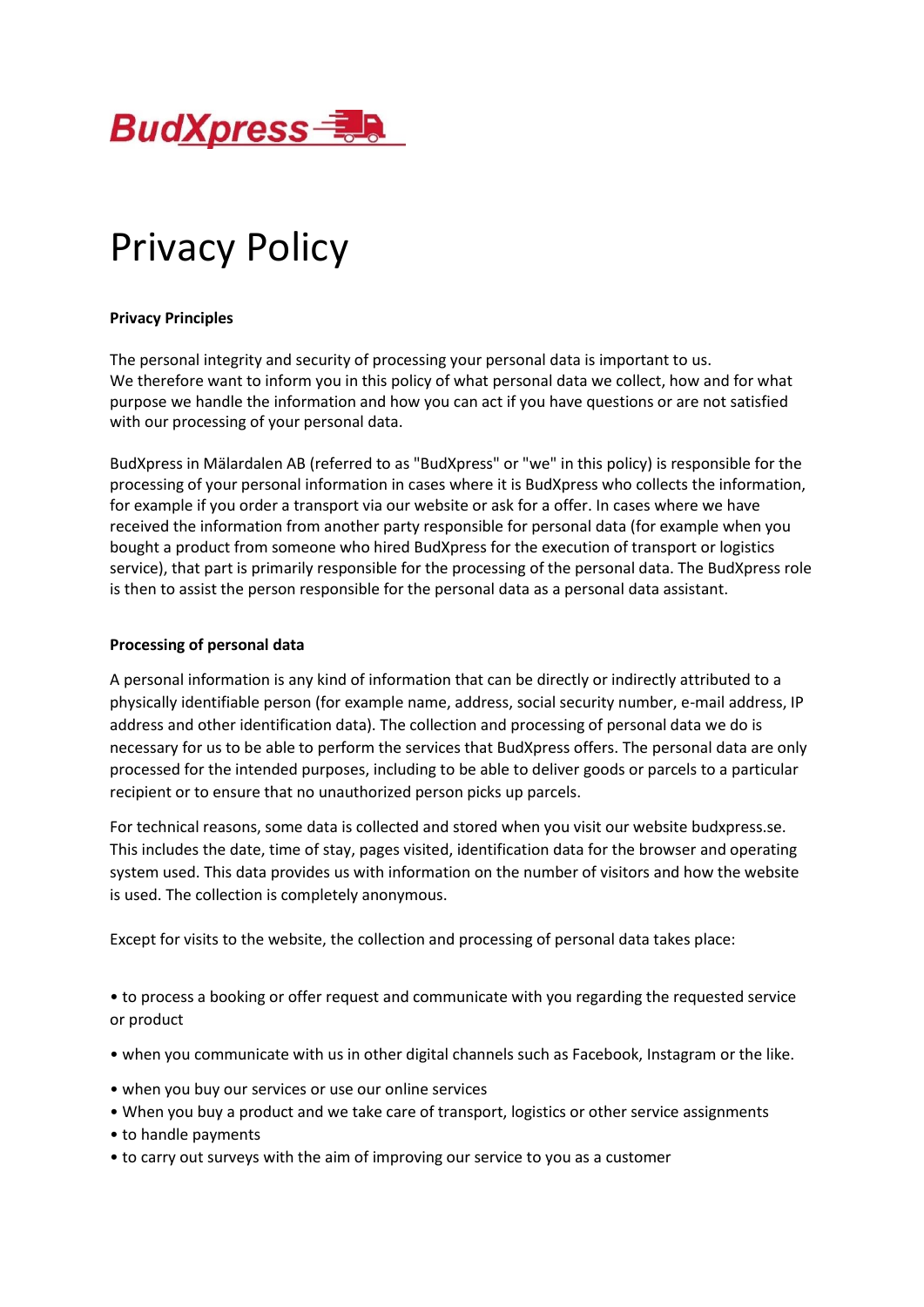BudXpress

# Privacy Policy

**Privacy Principles**

The personal integrity and security of processing your personal data is important to us. We therefore want to inform you in this policy of what personal data we collect, how and for what purpose we handle the information and how you can act if you have questions or are not satisfied with our processing of your personal data.

BudXpress in Mälardalen AB (referred to as "BudXpress" or "we" in this policy) is responsible for the processing of your personal information in cases where it is BudXpress who collects the information, for example if you order a transport via our website or ask for a offer. In cases where we have received the information from another party responsible for personal data (for example when you bought a product from someone who hired BudXpress for the execution of transport or logistics service), that part is primarily responsible for the processing of the personal data. The BudXpress role is then to assist the person responsible for the personal data as a personal data assistant.

**Processing of personal data**

A personal information is any kind of information that can be directly or indirectly attributed to a physically identifiable person (for example name, address, social security number, e-mail address, IP address and other identification data). The collection and processing of personal data we do is necessary for us to be able to perform the services that BudXpress offers. The personal data are only processed for the intended purposes, including to be able to deliver goods or parcels to a particular recipient or to ensure that no unauthorized person picks up parcels.

For technical reasons, some data is collected and stored when you visit our website budxpress.se. This includes the date, time of stay, pages visited, identification data for the browser and operating system used. This data provides us with information on the number of visitors and how the website is used. The collection is completely anonymous.

Except for visits to the website, the collection and processing of personal data takes place:

- to process a booking or offer request and communicate with you regarding the requested service or product
- when you communicate with us in other digital channels such as Facebook, Instagram or the like.
- when you buy our services or use our online services
- When you buy a product and we take care of transport, logistics or other service assignments
- to handle payments
- to carry out surveys with the aim of improving our service to you as a customer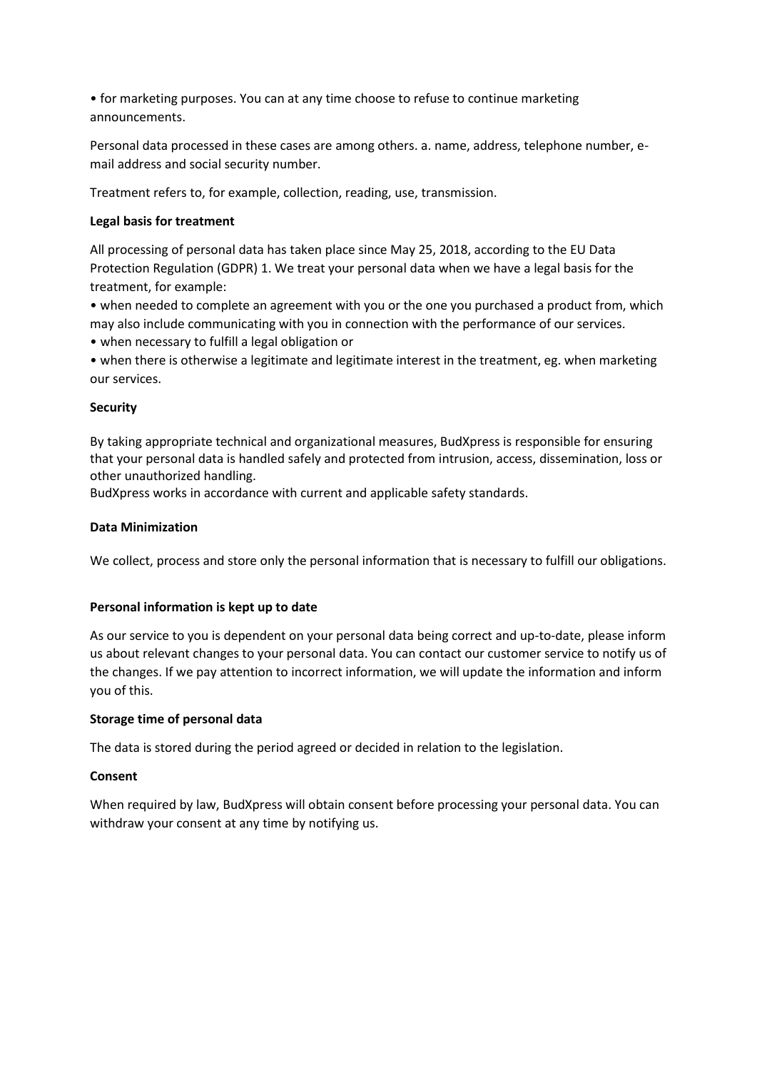- for marketing purposes. You can at any time choose to refuse to continue marketing announcements.

Personal data processed in these cases are among others. a. name, address, telephone number, e-mail address and social security number.

Treatment refers to, for example, collection, reading, use, transmission.

**Legal basis for treatment**

All processing of personal data has taken place since May 25, 2018, according to the EU Data Protection Regulation (GDPR) 1. We treat your personal data when we have a legal basis for the treatment, for example:

- when needed to complete an agreement with you or the one you purchased a product from, which may also include communicating with you in connection with the performance of our services.
- when necessary to fulfill a legal obligation or
- when there is otherwise a legitimate and legitimate interest in the treatment, eg. when marketing our services.

**Security**

By taking appropriate technical and organizational measures, BudXpress is responsible for ensuring that your personal data is handled safely and protected from intrusion, access, dissemination, loss or other unauthorized handling.
BudXpress works in accordance with current and applicable safety standards.

**Data Minimization**

We collect, process and store only the personal information that is necessary to fulfill our obligations.

**Personal information is kept up to date**

As our service to you is dependent on your personal data being correct and up-to-date, please inform us about relevant changes to your personal data. You can contact our customer service to notify us of the changes. If we pay attention to incorrect information, we will update the information and inform you of this.

**Storage time of personal data**

The data is stored during the period agreed or decided in relation to the legislation.

**Consent**

When required by law, BudXpress will obtain consent before processing your personal data. You can withdraw your consent at any time by notifying us.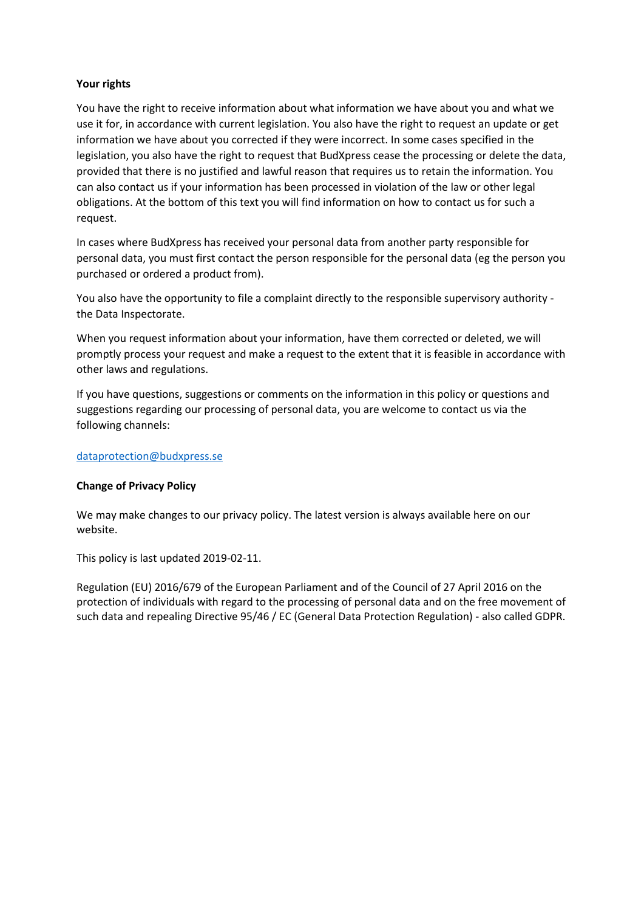**Your rights**

You have the right to receive information about what information we have about you and what we use it for, in accordance with current legislation. You also have the right to request an update or get information we have about you corrected if they were incorrect. In some cases specified in the legislation, you also have the right to request that BudXpress cease the processing or delete the data, provided that there is no justified and lawful reason that requires us to retain the information. You can also contact us if your information has been processed in violation of the law or other legal obligations. At the bottom of this text you will find information on how to contact us for such a request.

In cases where BudXpress has received your personal data from another party responsible for personal data, you must first contact the person responsible for the personal data (eg the person you purchased or ordered a product from).

You also have the opportunity to file a complaint directly to the responsible supervisory authority - the Data Inspectorate.

When you request information about your information, have them corrected or deleted, we will promptly process your request and make a request to the extent that it is feasible in accordance with other laws and regulations.

If you have questions, suggestions or comments on the information in this policy or questions and suggestions regarding our processing of personal data, you are welcome to contact us via the following channels:

dataprotection@budxpress.se

**Change of Privacy Policy**

We may make changes to our privacy policy. The latest version is always available here on our website.

This policy is last updated 2019-02-11.

Regulation (EU) 2016/679 of the European Parliament and of the Council of 27 April 2016 on the protection of individuals with regard to the processing of personal data and on the free movement of such data and repealing Directive 95/46 / EC (General Data Protection Regulation) - also called GDPR.